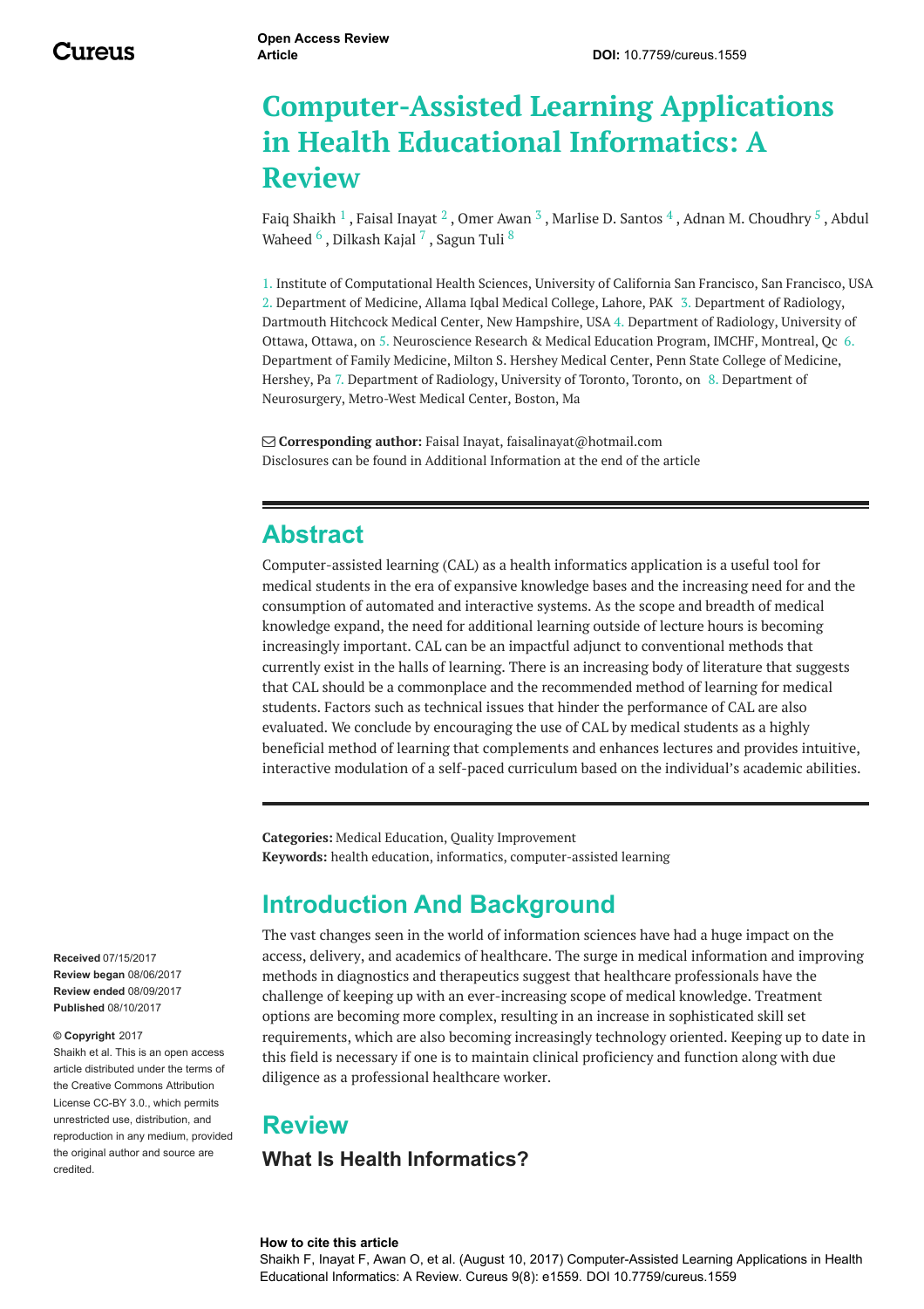Open Access Review Article

DOI: 10.7759/cureus.1559

# Computer-Assisted Learning Applications in Health Educational Informatics: A Review

Faiq Shaikh [1] , Faisal Inayat [2] , Omer Awan [3] , Marlise D. Santos [4] , Adnan M. Choudhry [5] , Abdul Waheed [6] , Dilkash Kajal [7] , Sagun Tuli [8]

1. Institute of Computational Health Sciences, University of California San Francisco, San Francisco, USA 2. Department of Medicine, Allama Iqbal Medical College, Lahore, PAK 3. Department of Radiology, Dartmouth Hitchcock Medical Center, New Hampshire, USA 4. Department of Radiology, University of Ottawa, Ottawa, on 5. Neuroscience Research & Medical Education Program, IMCHF, Montreal, Qc 6. Department of Family Medicine, Milton S. Hershey Medical Center, Penn State College of Medicine, Hershey, Pa 7. Department of Radiology, University of Toronto, Toronto, on 8. Department of Neurosurgery, Metro-West Medical Center, Boston, Ma

**Corresponding author:** Faisal Inayat, faisalinayat@hotmail.com
Disclosures can be found in Additional Information at the end of the article

## Abstract

Computer-assisted learning (CAL) as a health informatics application is a useful tool for medical students in the era of expansive knowledge bases and the increasing need for and the consumption of automated and interactive systems. As the scope and breadth of medical knowledge expand, the need for additional learning outside of lecture hours is becoming increasingly important. CAL can be an impactful adjunct to conventional methods that currently exist in the halls of learning. There is an increasing body of literature that suggests that CAL should be a commonplace and the recommended method of learning for medical students. Factors such as technical issues that hinder the performance of CAL are also evaluated. We conclude by encouraging the use of CAL by medical students as a highly beneficial method of learning that complements and enhances lectures and provides intuitive, interactive modulation of a self-paced curriculum based on the individual's academic abilities.

**Categories:** Medical Education, Quality Improvement
**Keywords:** health education, informatics, computer-assisted learning

## Introduction And Background

The vast changes seen in the world of information sciences have had a huge impact on the access, delivery, and academics of healthcare. The surge in medical information and improving methods in diagnostics and therapeutics suggest that healthcare professionals have the challenge of keeping up with an ever-increasing scope of medical knowledge. Treatment options are becoming more complex, resulting in an increase in sophisticated skill set requirements, which are also becoming increasingly technology oriented. Keeping up to date in this field is necessary if one is to maintain clinical proficiency and function along with due diligence as a professional healthcare worker.

## Review

### What Is Health Informatics?

**Received** 07/15/2017
**Review began** 08/06/2017
**Review ended** 08/09/2017
**Published** 08/10/2017

**© Copyright** 2017
Shaikh et al. This is an open access article distributed under the terms of the Creative Commons Attribution License CC-BY 3.0., which permits unrestricted use, distribution, and reproduction in any medium, provided the original author and source are credited.

**How to cite this article**
Shaikh F, Inayat F, Awan O, et al. (August 10, 2017) Computer-Assisted Learning Applications in Health Educational Informatics: A Review. Cureus 9(8): e1559. DOI 10.7759/cureus.1559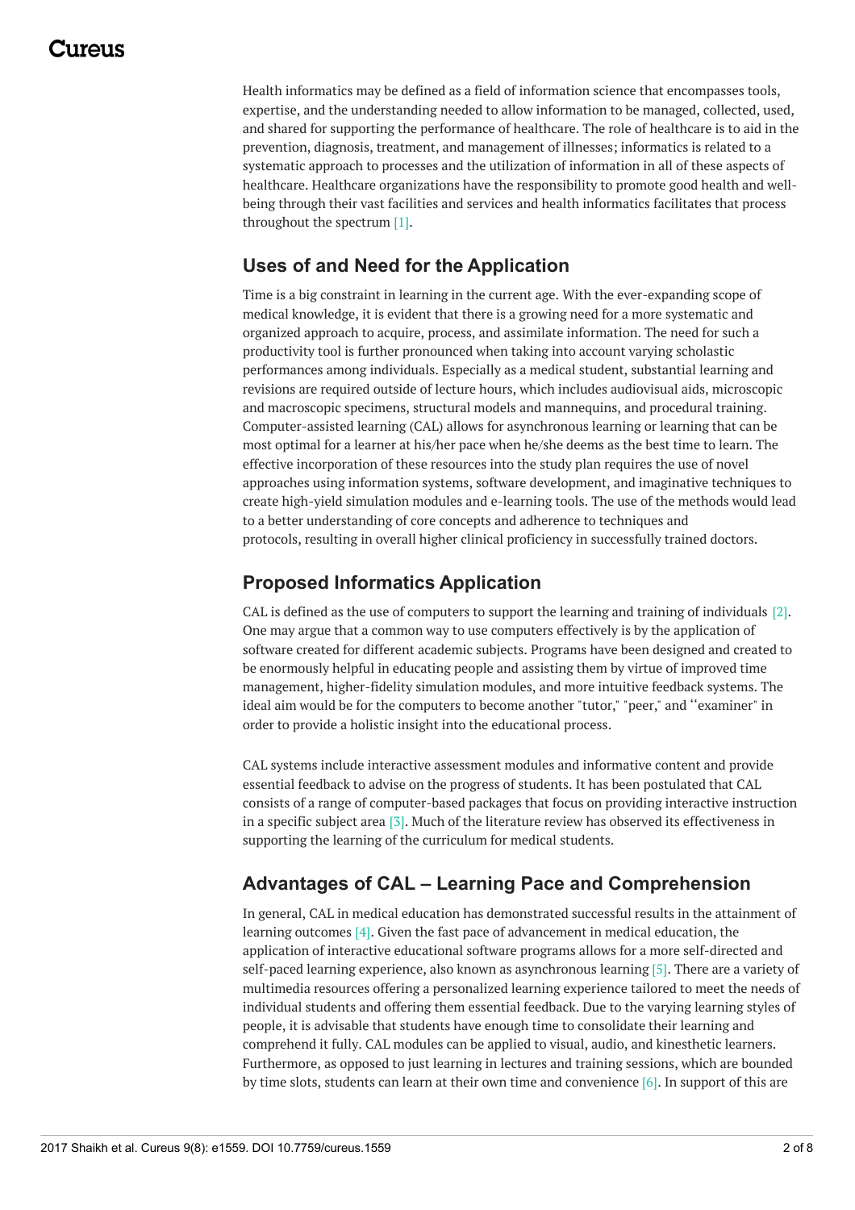Health informatics may be defined as a field of information science that encompasses tools, expertise, and the understanding needed to allow information to be managed, collected, used, and shared for supporting the performance of healthcare. The role of healthcare is to aid in the prevention, diagnosis, treatment, and management of illnesses; informatics is related to a systematic approach to processes and the utilization of information in all of these aspects of healthcare. Healthcare organizations have the responsibility to promote good health and well-being through their vast facilities and services and health informatics facilitates that process throughout the spectrum [1].

## Uses of and Need for the Application

Time is a big constraint in learning in the current age. With the ever-expanding scope of medical knowledge, it is evident that there is a growing need for a more systematic and organized approach to acquire, process, and assimilate information. The need for such a productivity tool is further pronounced when taking into account varying scholastic performances among individuals. Especially as a medical student, substantial learning and revisions are required outside of lecture hours, which includes audiovisual aids, microscopic and macroscopic specimens, structural models and mannequins, and procedural training. Computer-assisted learning (CAL) allows for asynchronous learning or learning that can be most optimal for a learner at his/her pace when he/she deems as the best time to learn. The effective incorporation of these resources into the study plan requires the use of novel approaches using information systems, software development, and imaginative techniques to create high-yield simulation modules and e-learning tools. The use of the methods would lead to a better understanding of core concepts and adherence to techniques and protocols, resulting in overall higher clinical proficiency in successfully trained doctors.

## Proposed Informatics Application

CAL is defined as the use of computers to support the learning and training of individuals [2]. One may argue that a common way to use computers effectively is by the application of software created for different academic subjects. Programs have been designed and created to be enormously helpful in educating people and assisting them by virtue of improved time management, higher-fidelity simulation modules, and more intuitive feedback systems. The ideal aim would be for the computers to become another "tutor," "peer," and ‘‘examiner" in order to provide a holistic insight into the educational process.

CAL systems include interactive assessment modules and informative content and provide essential feedback to advise on the progress of students. It has been postulated that CAL consists of a range of computer-based packages that focus on providing interactive instruction in a specific subject area [3]. Much of the literature review has observed its effectiveness in supporting the learning of the curriculum for medical students.

## Advantages of CAL – Learning Pace and Comprehension

In general, CAL in medical education has demonstrated successful results in the attainment of learning outcomes [4]. Given the fast pace of advancement in medical education, the application of interactive educational software programs allows for a more self-directed and self-paced learning experience, also known as asynchronous learning [5]. There are a variety of multimedia resources offering a personalized learning experience tailored to meet the needs of individual students and offering them essential feedback. Due to the varying learning styles of people, it is advisable that students have enough time to consolidate their learning and comprehend it fully. CAL modules can be applied to visual, audio, and kinesthetic learners. Furthermore, as opposed to just learning in lectures and training sessions, which are bounded by time slots, students can learn at their own time and convenience [6]. In support of this are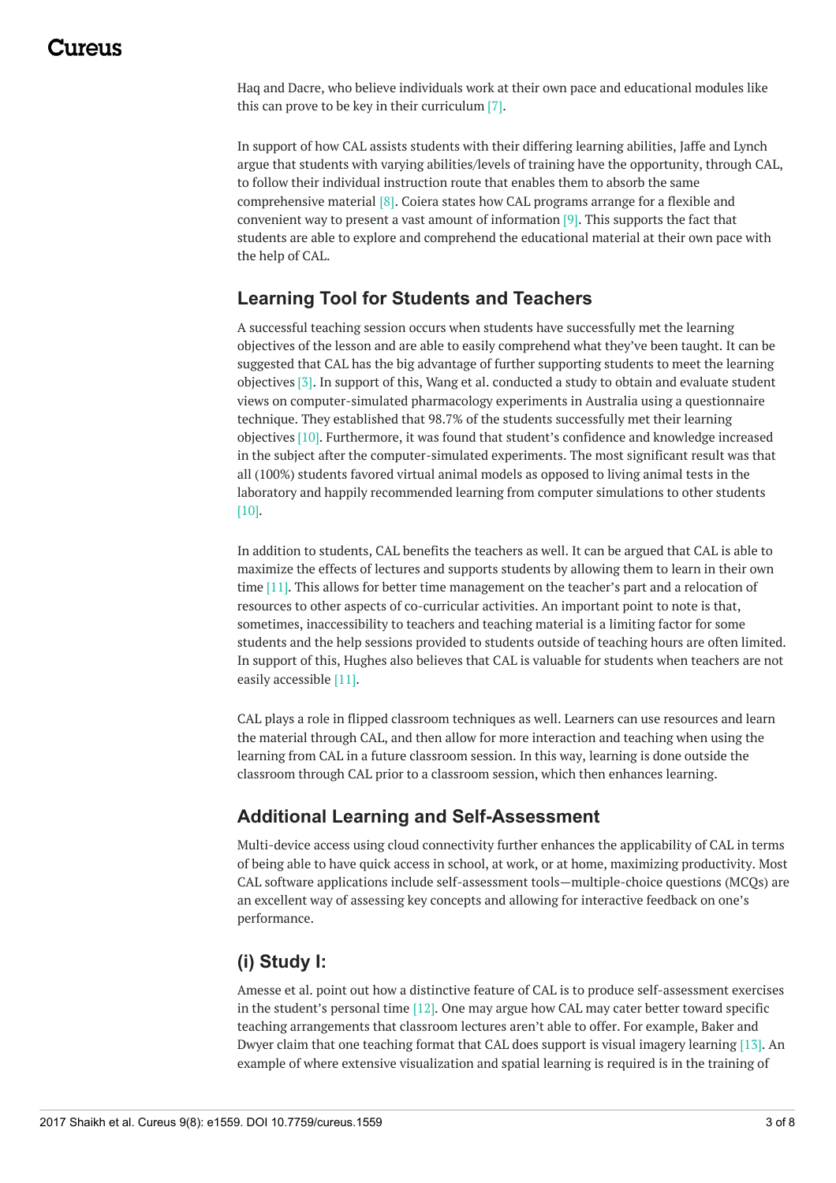Haq and Dacre, who believe individuals work at their own pace and educational modules like this can prove to be key in their curriculum [7].

In support of how CAL assists students with their differing learning abilities, Jaffe and Lynch argue that students with varying abilities/levels of training have the opportunity, through CAL, to follow their individual instruction route that enables them to absorb the same comprehensive material [8]. Coiera states how CAL programs arrange for a flexible and convenient way to present a vast amount of information [9]. This supports the fact that students are able to explore and comprehend the educational material at their own pace with the help of CAL.

## Learning Tool for Students and Teachers

A successful teaching session occurs when students have successfully met the learning objectives of the lesson and are able to easily comprehend what they've been taught. It can be suggested that CAL has the big advantage of further supporting students to meet the learning objectives [3]. In support of this, Wang et al. conducted a study to obtain and evaluate student views on computer-simulated pharmacology experiments in Australia using a questionnaire technique. They established that 98.7% of the students successfully met their learning objectives [10]. Furthermore, it was found that student's confidence and knowledge increased in the subject after the computer-simulated experiments. The most significant result was that all (100%) students favored virtual animal models as opposed to living animal tests in the laboratory and happily recommended learning from computer simulations to other students [10].

In addition to students, CAL benefits the teachers as well. It can be argued that CAL is able to maximize the effects of lectures and supports students by allowing them to learn in their own time [11]. This allows for better time management on the teacher's part and a relocation of resources to other aspects of co-curricular activities. An important point to note is that, sometimes, inaccessibility to teachers and teaching material is a limiting factor for some students and the help sessions provided to students outside of teaching hours are often limited. In support of this, Hughes also believes that CAL is valuable for students when teachers are not easily accessible [11].

CAL plays a role in flipped classroom techniques as well. Learners can use resources and learn the material through CAL, and then allow for more interaction and teaching when using the learning from CAL in a future classroom session. In this way, learning is done outside the classroom through CAL prior to a classroom session, which then enhances learning.

## Additional Learning and Self-Assessment

Multi-device access using cloud connectivity further enhances the applicability of CAL in terms of being able to have quick access in school, at work, or at home, maximizing productivity. Most CAL software applications include self-assessment tools—multiple-choice questions (MCQs) are an excellent way of assessing key concepts and allowing for interactive feedback on one's performance.

## (i) Study I:

Amesse et al. point out how a distinctive feature of CAL is to produce self-assessment exercises in the student's personal time [12]. One may argue how CAL may cater better toward specific teaching arrangements that classroom lectures aren't able to offer. For example, Baker and Dwyer claim that one teaching format that CAL does support is visual imagery learning [13]. An example of where extensive visualization and spatial learning is required is in the training of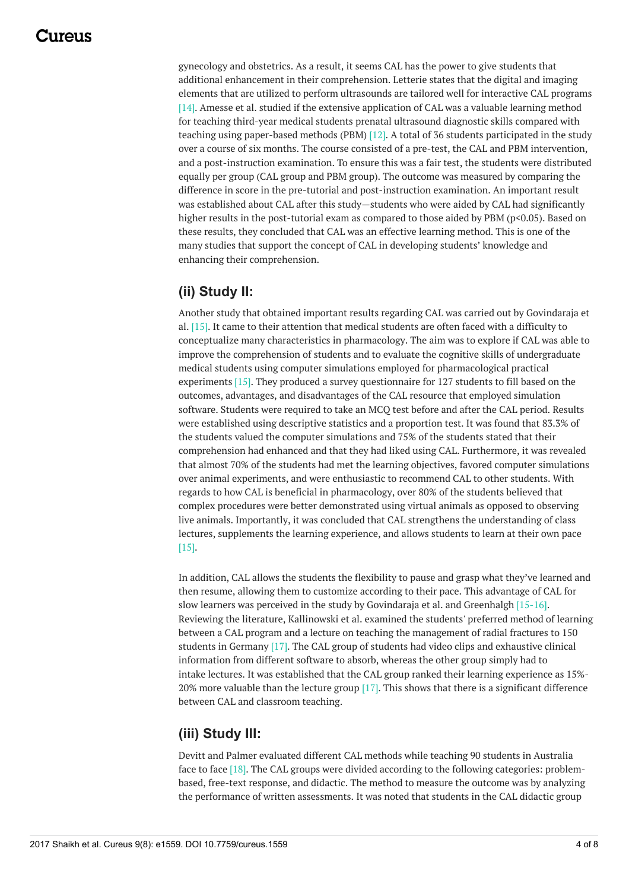gynecology and obstetrics. As a result, it seems CAL has the power to give students that additional enhancement in their comprehension. Letterie states that the digital and imaging elements that are utilized to perform ultrasounds are tailored well for interactive CAL programs [14]. Amesse et al. studied if the extensive application of CAL was a valuable learning method for teaching third-year medical students prenatal ultrasound diagnostic skills compared with teaching using paper-based methods (PBM) [12]. A total of 36 students participated in the study over a course of six months. The course consisted of a pre-test, the CAL and PBM intervention, and a post-instruction examination. To ensure this was a fair test, the students were distributed equally per group (CAL group and PBM group). The outcome was measured by comparing the difference in score in the pre-tutorial and post-instruction examination. An important result was established about CAL after this study—students who were aided by CAL had significantly higher results in the post-tutorial exam as compared to those aided by PBM ($p<0.05$). Based on these results, they concluded that CAL was an effective learning method. This is one of the many studies that support the concept of CAL in developing students' knowledge and enhancing their comprehension.

## (ii) Study II:

Another study that obtained important results regarding CAL was carried out by Govindaraja et al. [15]. It came to their attention that medical students are often faced with a difficulty to conceptualize many characteristics in pharmacology. The aim was to explore if CAL was able to improve the comprehension of students and to evaluate the cognitive skills of undergraduate medical students using computer simulations employed for pharmacological practical experiments [15]. They produced a survey questionnaire for 127 students to fill based on the outcomes, advantages, and disadvantages of the CAL resource that employed simulation software. Students were required to take an MCQ test before and after the CAL period. Results were established using descriptive statistics and a proportion test. It was found that 83.3% of the students valued the computer simulations and 75% of the students stated that their comprehension had enhanced and that they had liked using CAL. Furthermore, it was revealed that almost 70% of the students had met the learning objectives, favored computer simulations over animal experiments, and were enthusiastic to recommend CAL to other students. With regards to how CAL is beneficial in pharmacology, over 80% of the students believed that complex procedures were better demonstrated using virtual animals as opposed to observing live animals. Importantly, it was concluded that CAL strengthens the understanding of class lectures, supplements the learning experience, and allows students to learn at their own pace [15].

In addition, CAL allows the students the flexibility to pause and grasp what they've learned and then resume, allowing them to customize according to their pace. This advantage of CAL for slow learners was perceived in the study by Govindaraja et al. and Greenhalgh [15-16]. Reviewing the literature, Kallinowski et al. examined the students' preferred method of learning between a CAL program and a lecture on teaching the management of radial fractures to 150 students in Germany [17]. The CAL group of students had video clips and exhaustive clinical information from different software to absorb, whereas the other group simply had to intake lectures. It was established that the CAL group ranked their learning experience as 15%-20% more valuable than the lecture group [17]. This shows that there is a significant difference between CAL and classroom teaching.

## (iii) Study III:

Devitt and Palmer evaluated different CAL methods while teaching 90 students in Australia face to face [18]. The CAL groups were divided according to the following categories: problem-based, free-text response, and didactic. The method to measure the outcome was by analyzing the performance of written assessments. It was noted that students in the CAL didactic group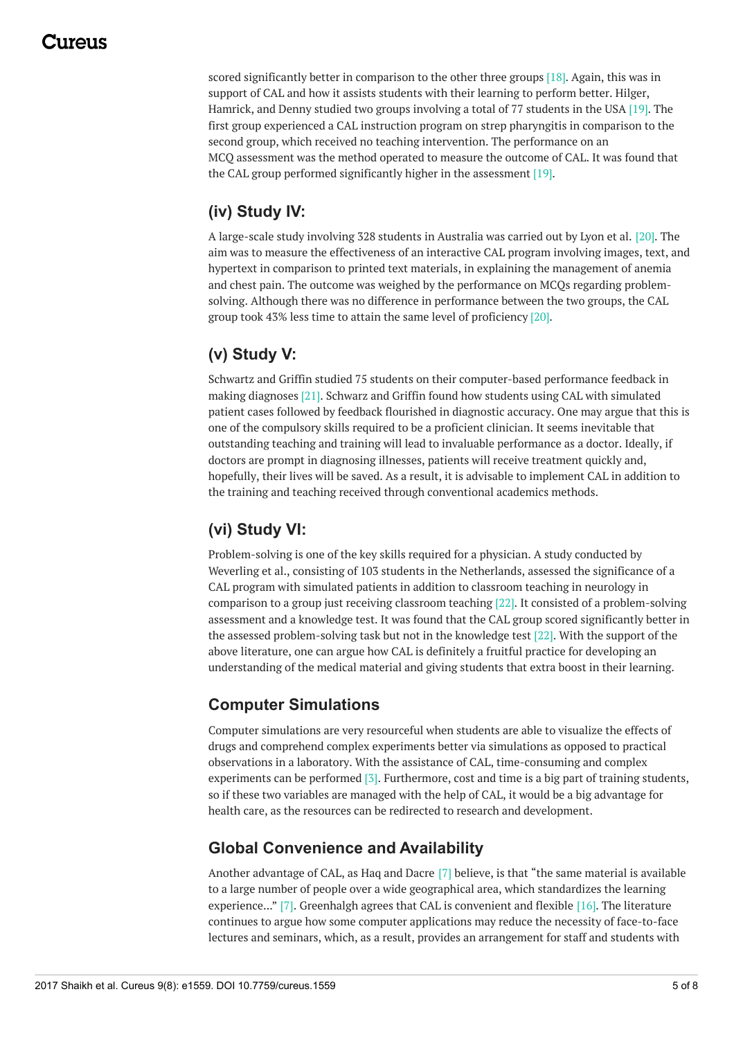scored significantly better in comparison to the other three groups [18]. Again, this was in support of CAL and how it assists students with their learning to perform better. Hilger, Hamrick, and Denny studied two groups involving a total of 77 students in the USA [19]. The first group experienced a CAL instruction program on strep pharyngitis in comparison to the second group, which received no teaching intervention. The performance on an MCQ assessment was the method operated to measure the outcome of CAL. It was found that the CAL group performed significantly higher in the assessment [19].

### (iv) Study IV:

A large-scale study involving 328 students in Australia was carried out by Lyon et al. [20]. The aim was to measure the effectiveness of an interactive CAL program involving images, text, and hypertext in comparison to printed text materials, in explaining the management of anemia and chest pain. The outcome was weighed by the performance on MCQs regarding problem-solving. Although there was no difference in performance between the two groups, the CAL group took 43% less time to attain the same level of proficiency [20].

### (v) Study V:

Schwartz and Griffin studied 75 students on their computer-based performance feedback in making diagnoses [21]. Schwarz and Griffin found how students using CAL with simulated patient cases followed by feedback flourished in diagnostic accuracy. One may argue that this is one of the compulsory skills required to be a proficient clinician. It seems inevitable that outstanding teaching and training will lead to invaluable performance as a doctor. Ideally, if doctors are prompt in diagnosing illnesses, patients will receive treatment quickly and, hopefully, their lives will be saved. As a result, it is advisable to implement CAL in addition to the training and teaching received through conventional academics methods.

### (vi) Study VI:

Problem-solving is one of the key skills required for a physician. A study conducted by Weverling et al., consisting of 103 students in the Netherlands, assessed the significance of a CAL program with simulated patients in addition to classroom teaching in neurology in comparison to a group just receiving classroom teaching [22]. It consisted of a problem-solving assessment and a knowledge test. It was found that the CAL group scored significantly better in the assessed problem-solving task but not in the knowledge test [22]. With the support of the above literature, one can argue how CAL is definitely a fruitful practice for developing an understanding of the medical material and giving students that extra boost in their learning.

## Computer Simulations

Computer simulations are very resourceful when students are able to visualize the effects of drugs and comprehend complex experiments better via simulations as opposed to practical observations in a laboratory. With the assistance of CAL, time-consuming and complex experiments can be performed [3]. Furthermore, cost and time is a big part of training students, so if these two variables are managed with the help of CAL, it would be a big advantage for health care, as the resources can be redirected to research and development.

## Global Convenience and Availability

Another advantage of CAL, as Haq and Dacre [7] believe, is that "the same material is available to a large number of people over a wide geographical area, which standardizes the learning experience..." [7]. Greenhalgh agrees that CAL is convenient and flexible [16]. The literature continues to argue how some computer applications may reduce the necessity of face-to-face lectures and seminars, which, as a result, provides an arrangement for staff and students with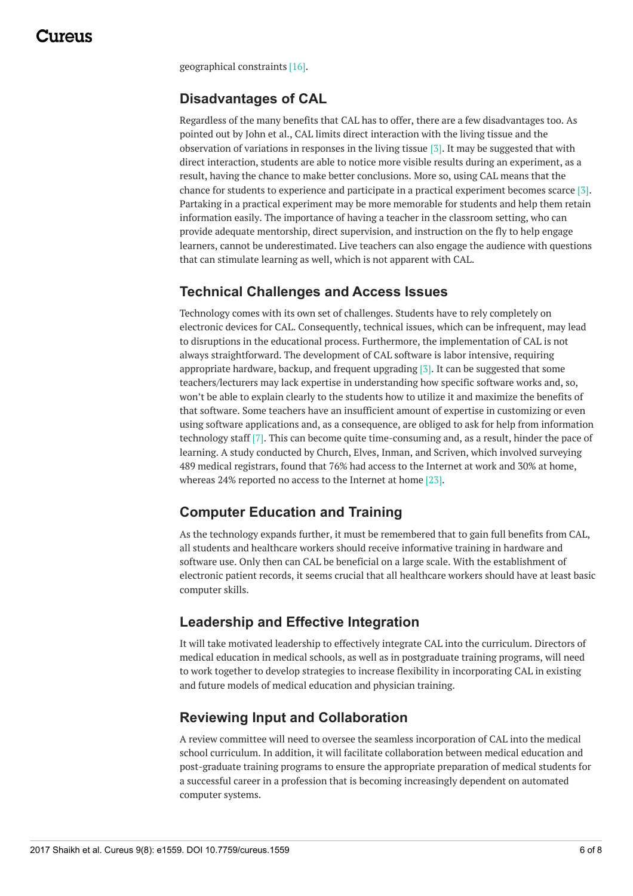geographical constraints [16].

## Disadvantages of CAL

Regardless of the many benefits that CAL has to offer, there are a few disadvantages too. As pointed out by John et al., CAL limits direct interaction with the living tissue and the observation of variations in responses in the living tissue [3]. It may be suggested that with direct interaction, students are able to notice more visible results during an experiment, as a result, having the chance to make better conclusions. More so, using CAL means that the chance for students to experience and participate in a practical experiment becomes scarce [3]. Partaking in a practical experiment may be more memorable for students and help them retain information easily. The importance of having a teacher in the classroom setting, who can provide adequate mentorship, direct supervision, and instruction on the fly to help engage learners, cannot be underestimated. Live teachers can also engage the audience with questions that can stimulate learning as well, which is not apparent with CAL.

## Technical Challenges and Access Issues

Technology comes with its own set of challenges. Students have to rely completely on electronic devices for CAL. Consequently, technical issues, which can be infrequent, may lead to disruptions in the educational process. Furthermore, the implementation of CAL is not always straightforward. The development of CAL software is labor intensive, requiring appropriate hardware, backup, and frequent upgrading [3]. It can be suggested that some teachers/lecturers may lack expertise in understanding how specific software works and, so, won't be able to explain clearly to the students how to utilize it and maximize the benefits of that software. Some teachers have an insufficient amount of expertise in customizing or even using software applications and, as a consequence, are obliged to ask for help from information technology staff [7]. This can become quite time-consuming and, as a result, hinder the pace of learning. A study conducted by Church, Elves, Inman, and Scriven, which involved surveying 489 medical registrars, found that 76% had access to the Internet at work and 30% at home, whereas 24% reported no access to the Internet at home [23].

## Computer Education and Training

As the technology expands further, it must be remembered that to gain full benefits from CAL, all students and healthcare workers should receive informative training in hardware and software use. Only then can CAL be beneficial on a large scale. With the establishment of electronic patient records, it seems crucial that all healthcare workers should have at least basic computer skills.

## Leadership and Effective Integration

It will take motivated leadership to effectively integrate CAL into the curriculum. Directors of medical education in medical schools, as well as in postgraduate training programs, will need to work together to develop strategies to increase flexibility in incorporating CAL in existing and future models of medical education and physician training.

## Reviewing Input and Collaboration

A review committee will need to oversee the seamless incorporation of CAL into the medical school curriculum. In addition, it will facilitate collaboration between medical education and post-graduate training programs to ensure the appropriate preparation of medical students for a successful career in a profession that is becoming increasingly dependent on automated computer systems.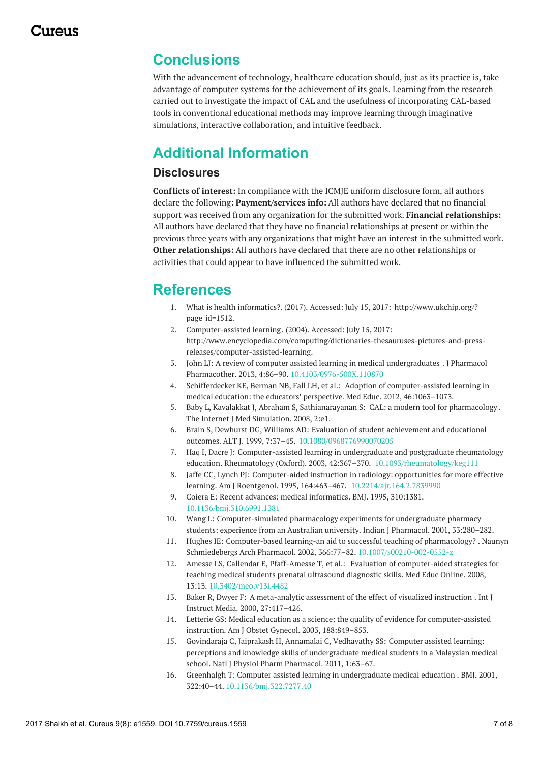## Conclusions

With the advancement of technology, healthcare education should, just as its practice is, take advantage of computer systems for the achievement of its goals. Learning from the research carried out to investigate the impact of CAL and the usefulness of incorporating CAL-based tools in conventional educational methods may improve learning through imaginative simulations, interactive collaboration, and intuitive feedback.

## Additional Information

### Disclosures

**Conflicts of interest:** In compliance with the ICMJE uniform disclosure form, all authors declare the following: **Payment/services info:** All authors have declared that no financial support was received from any organization for the submitted work. **Financial relationships:** All authors have declared that they have no financial relationships at present or within the previous three years with any organizations that might have an interest in the submitted work. **Other relationships:** All authors have declared that there are no other relationships or activities that could appear to have influenced the submitted work.

## References

1. What is health informatics?. (2017). Accessed: July 15, 2017: http://www.ukchip.org/?page_id=1512.
2. Computer-assisted learning. (2004). Accessed: July 15, 2017: http://www.encyclopedia.com/computing/dictionaries-thesauruses-pictures-and-press-releases/computer-assisted-learning.
3. John LJ: A review of computer assisted learning in medical undergraduates . J Pharmacol Pharmacother. 2013, 4:86–90. 10.4103/0976-500X.110870
4. Schifferdecker KE, Berman NB, Fall LH, et al.: Adoption of computer-assisted learning in medical education: the educators' perspective. Med Educ. 2012, 46:1063–1073.
5. Baby L, Kavalakkat J, Abraham S, Sathianarayanan S: CAL: a modern tool for pharmacology . The Internet J Med Simulation. 2008, 2:e1.
6. Brain S, Dewhurst DG, Williams AD: Evaluation of student achievement and educational outcomes. ALT J. 1999, 7:37–45. 10.1080/0968776990070205
7. Haq I, Dacre J: Computer-assisted learning in undergraduate and postgraduate rheumatology education. Rheumatology (Oxford). 2003, 42:367–370. 10.1093/rheumatology/keg111
8. Jaffe CC, Lynch PJ: Computer-aided instruction in radiology: opportunities for more effective learning. Am J Roentgenol. 1995, 164:463–467. 10.2214/ajr.164.2.7839990
9. Coiera E: Recent advances: medical informatics. BMJ. 1995, 310:1381. 10.1136/bmj.310.6991.1381
10. Wang L: Computer-simulated pharmacology experiments for undergraduate pharmacy students: experience from an Australian university. Indian J Pharmacol. 2001, 33:280–282.
11. Hughes IE: Computer-based learning-an aid to successful teaching of pharmacology? . Naunyn Schmiedebergs Arch Pharmacol. 2002, 366:77–82. 10.1007/s00210-002-0552-z
12. Amesse LS, Callendar E, Pfaff-Amesse T, et al.: Evaluation of computer-aided strategies for teaching medical students prenatal ultrasound diagnostic skills. Med Educ Online. 2008, 13:13. 10.3402/meo.v13i.4482
13. Baker R, Dwyer F: A meta-analytic assessment of the effect of visualized instruction . Int J Instruct Media. 2000, 27:417–426.
14. Letterie GS: Medical education as a science: the quality of evidence for computer-assisted instruction. Am J Obstet Gynecol. 2003, 188:849–853.
15. Govindaraja C, Jaiprakash H, Annamalai C, Vedhavathy SS: Computer assisted learning: perceptions and knowledge skills of undergraduate medical students in a Malaysian medical school. Natl J Physiol Pharm Pharmacol. 2011, 1:63–67.
16. Greenhalgh T: Computer assisted learning in undergraduate medical education . BMJ. 2001, 322:40–44. 10.1136/bmj.322.7277.40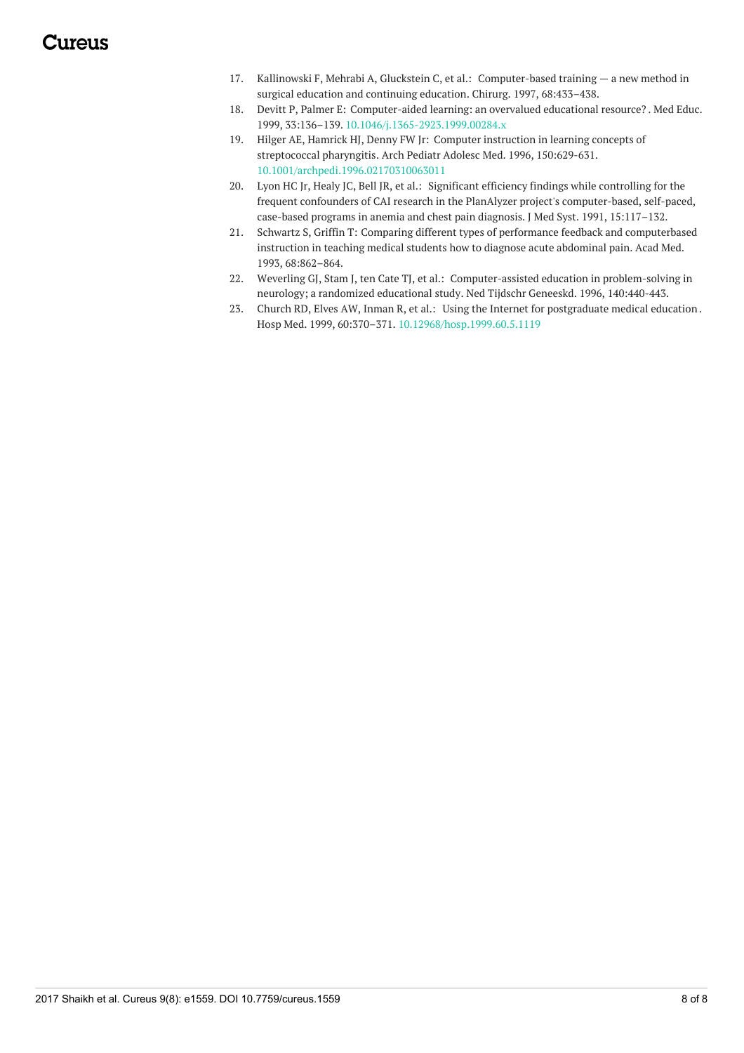17. Kallinowski F, Mehrabi A, Gluckstein C, et al.: Computer-based training — a new method in surgical education and continuing education. Chirurg. 1997, 68:433–438.
18. Devitt P, Palmer E: Computer-aided learning: an overvalued educational resource? . Med Educ. 1999, 33:136–139. 10.1046/j.1365-2923.1999.00284.x
19. Hilger AE, Hamrick HJ, Denny FW Jr: Computer instruction in learning concepts of streptococcal pharyngitis. Arch Pediatr Adolesc Med. 1996, 150:629-631. 10.1001/archpedi.1996.02170310063011
20. Lyon HC Jr, Healy JC, Bell JR, et al.: Significant efficiency findings while controlling for the frequent confounders of CAI research in the PlanAlyzer project's computer-based, self-paced, case-based programs in anemia and chest pain diagnosis. J Med Syst. 1991, 15:117–132.
21. Schwartz S, Griffin T: Comparing different types of performance feedback and computerbased instruction in teaching medical students how to diagnose acute abdominal pain. Acad Med. 1993, 68:862–864.
22. Weverling GJ, Stam J, ten Cate TJ, et al.: Computer-assisted education in problem-solving in neurology; a randomized educational study. Ned Tijdschr Geneeskd. 1996, 140:440-443.
23. Church RD, Elves AW, Inman R, et al.: Using the Internet for postgraduate medical education . Hosp Med. 1999, 60:370–371. 10.12968/hosp.1999.60.5.1119